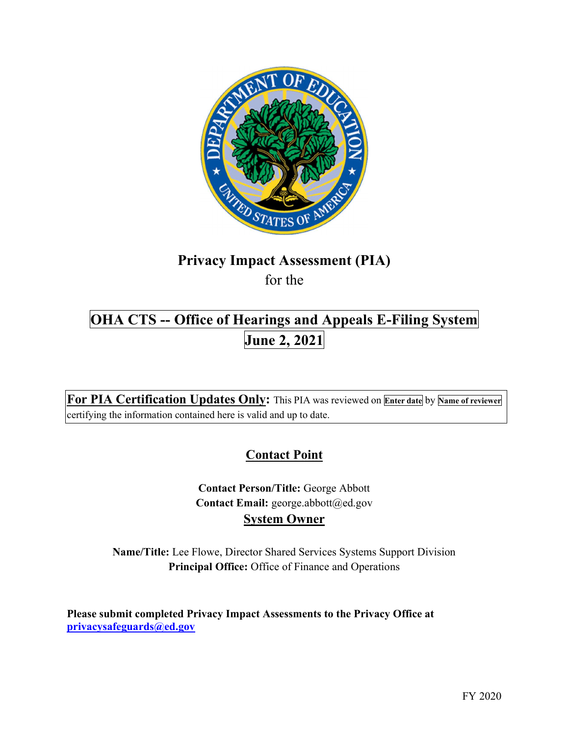# Privacy Impact Assessment (PIA)

for the

## OHA CTS -- Office of Hearings and Appeals E-Filing System

**June 2, 2021**

**For PIA Certification Updates Only:** This PIA was reviewed on **Enter date** by **Name of reviewer** certifying the information contained here is valid and up to date.

## Contact Point

**Contact Person/Title:** George Abbott
**Contact Email:** george.abbott@ed.gov

## System Owner

**Name/Title:** Lee Flowe, Director Shared Services Systems Support Division
**Principal Office:** Office of Finance and Operations

**Please submit completed Privacy Impact Assessments to the Privacy Office at privacysafeguards@ed.gov**

FY 2020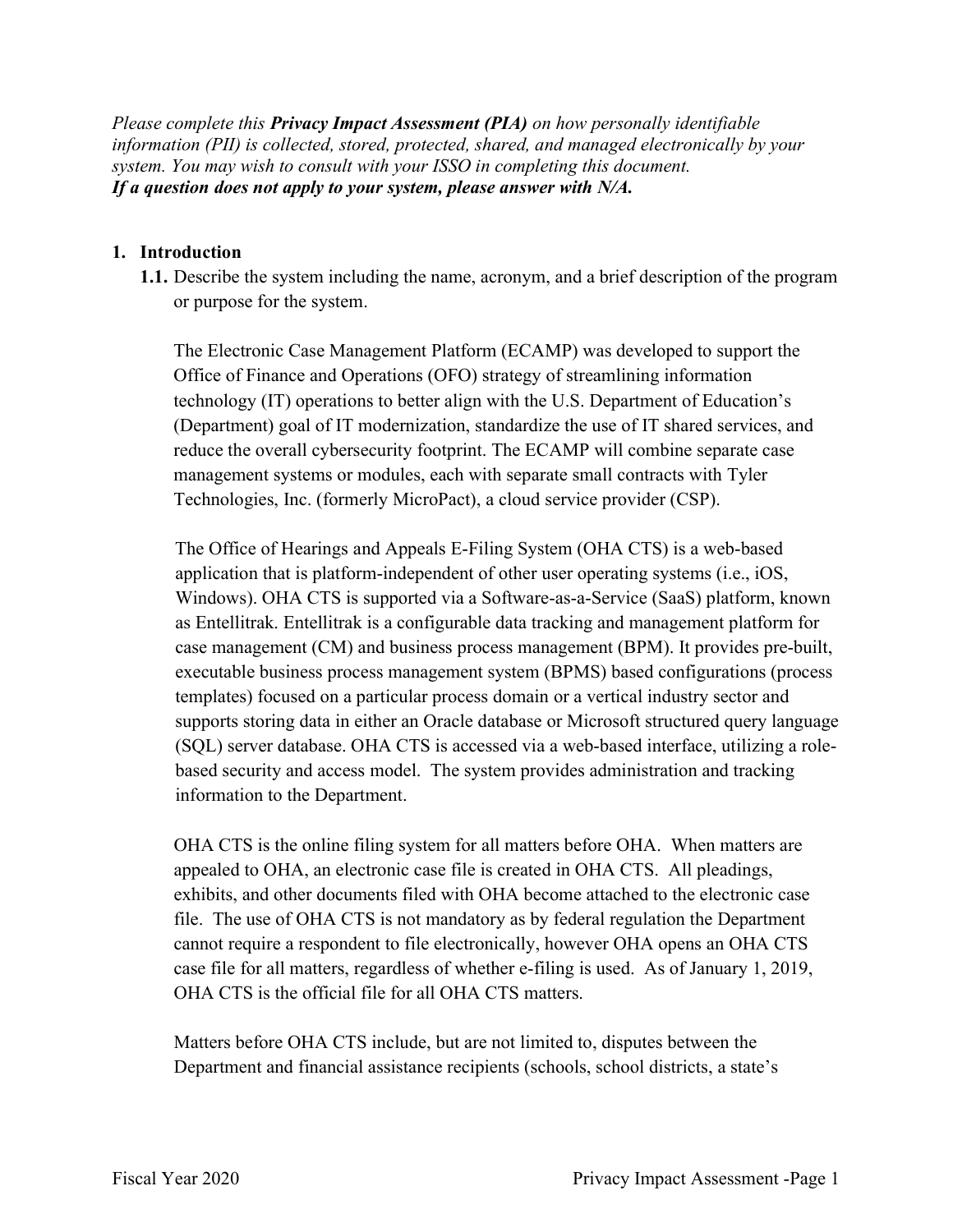*Please complete this **Privacy Impact Assessment (PIA)** on how personally identifiable information (PII) is collected, stored, protected, shared, and managed electronically by your system. You may wish to consult with your ISSO in completing this document.*
***If a question does not apply to your system, please answer with N/A.***

## 1. Introduction

**1.1.** Describe the system including the name, acronym, and a brief description of the program or purpose for the system.

The Electronic Case Management Platform (ECAMP) was developed to support the Office of Finance and Operations (OFO) strategy of streamlining information technology (IT) operations to better align with the U.S. Department of Education's (Department) goal of IT modernization, standardize the use of IT shared services, and reduce the overall cybersecurity footprint. The ECAMP will combine separate case management systems or modules, each with separate small contracts with Tyler Technologies, Inc. (formerly MicroPact), a cloud service provider (CSP).

The Office of Hearings and Appeals E-Filing System (OHA CTS) is a web-based application that is platform-independent of other user operating systems (i.e., iOS, Windows). OHA CTS is supported via a Software-as-a-Service (SaaS) platform, known as Entellitrak. Entellitrak is a configurable data tracking and management platform for case management (CM) and business process management (BPM). It provides pre-built, executable business process management system (BPMS) based configurations (process templates) focused on a particular process domain or a vertical industry sector and supports storing data in either an Oracle database or Microsoft structured query language (SQL) server database. OHA CTS is accessed via a web-based interface, utilizing a role-based security and access model. The system provides administration and tracking information to the Department.

OHA CTS is the online filing system for all matters before OHA. When matters are appealed to OHA, an electronic case file is created in OHA CTS. All pleadings, exhibits, and other documents filed with OHA become attached to the electronic case file. The use of OHA CTS is not mandatory as by federal regulation the Department cannot require a respondent to file electronically, however OHA opens an OHA CTS case file for all matters, regardless of whether e-filing is used. As of January 1, 2019, OHA CTS is the official file for all OHA CTS matters.

Matters before OHA CTS include, but are not limited to, disputes between the Department and financial assistance recipients (schools, school districts, a state's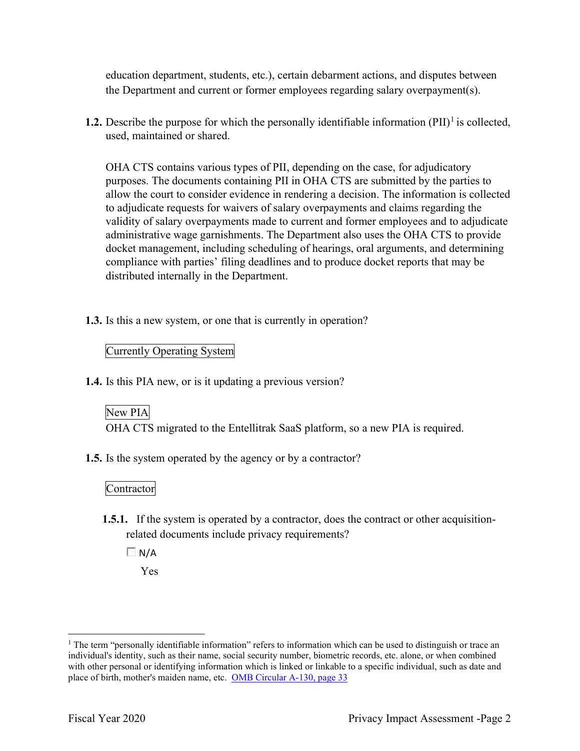education department, students, etc.), certain debarment actions, and disputes between the Department and current or former employees regarding salary overpayment(s).

**1.2.** Describe the purpose for which the personally identifiable information (PII)[1] is collected, used, maintained or shared.

OHA CTS contains various types of PII, depending on the case, for adjudicatory purposes. The documents containing PII in OHA CTS are submitted by the parties to allow the court to consider evidence in rendering a decision. The information is collected to adjudicate requests for waivers of salary overpayments and claims regarding the validity of salary overpayments made to current and former employees and to adjudicate administrative wage garnishments. The Department also uses the OHA CTS to provide docket management, including scheduling of hearings, oral arguments, and determining compliance with parties' filing deadlines and to produce docket reports that may be distributed internally in the Department.

**1.3.** Is this a new system, or one that is currently in operation?

Currently Operating System

**1.4.** Is this PIA new, or is it updating a previous version?

New PIA

OHA CTS migrated to the Entellitrak SaaS platform, so a new PIA is required.

**1.5.** Is the system operated by the agency or by a contractor?

Contractor

**1.5.1.** If the system is operated by a contractor, does the contract or other acquisition-related documents include privacy requirements?

☐ N/A

Yes

---

[1] The term "personally identifiable information" refers to information which can be used to distinguish or trace an individual's identity, such as their name, social security number, biometric records, etc. alone, or when combined with other personal or identifying information which is linked or linkable to a specific individual, such as date and place of birth, mother's maiden name, etc. [OMB Circular A-130, page 33]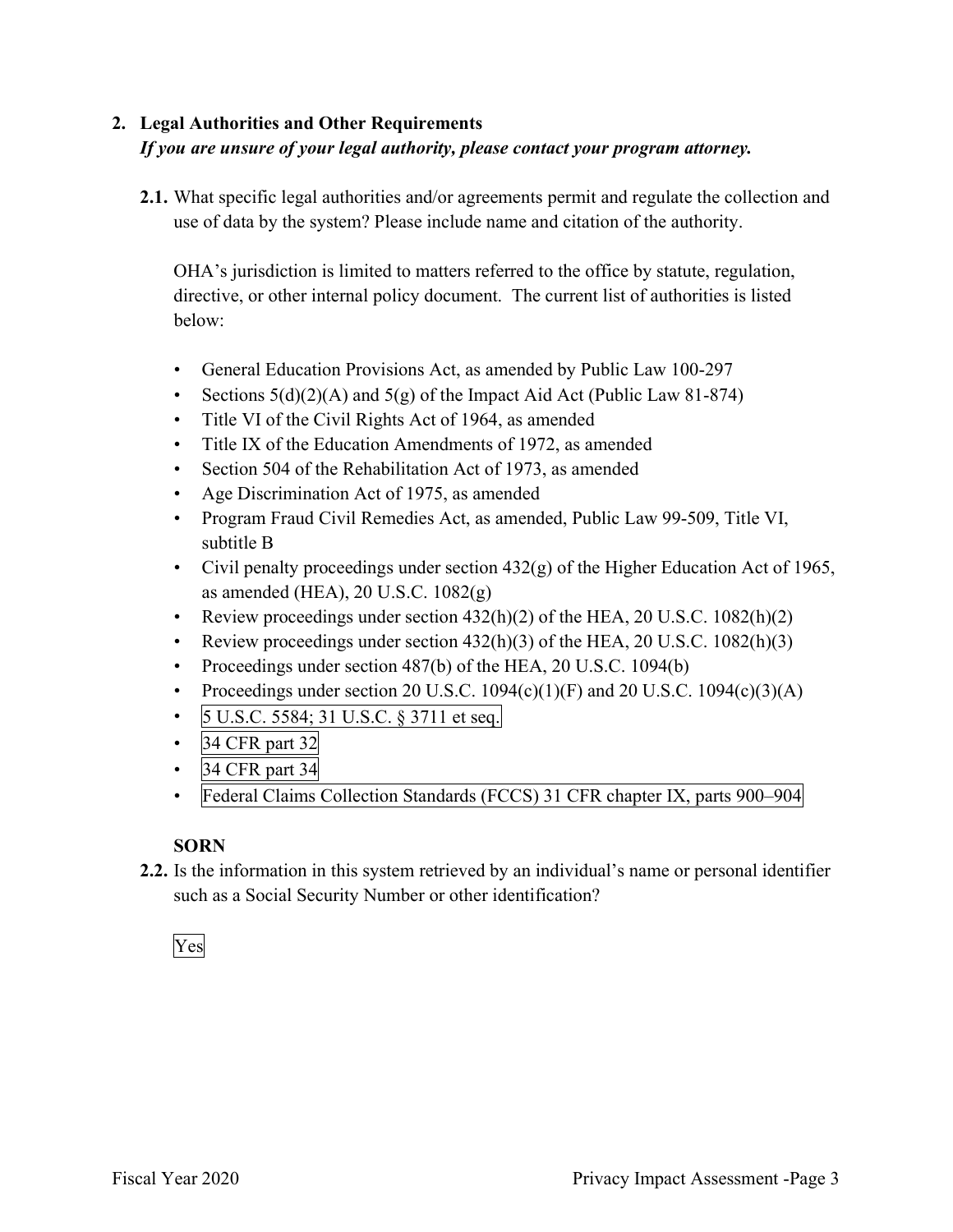## 2. Legal Authorities and Other Requirements

***If you are unsure of your legal authority, please contact your program attorney.***

**2.1.** What specific legal authorities and/or agreements permit and regulate the collection and use of data by the system? Please include name and citation of the authority.

OHA's jurisdiction is limited to matters referred to the office by statute, regulation, directive, or other internal policy document. The current list of authorities is listed below:

- General Education Provisions Act, as amended by Public Law 100-297
- Sections 5(d)(2)(A) and 5(g) of the Impact Aid Act (Public Law 81-874)
- Title VI of the Civil Rights Act of 1964, as amended
- Title IX of the Education Amendments of 1972, as amended
- Section 504 of the Rehabilitation Act of 1973, as amended
- Age Discrimination Act of 1975, as amended
- Program Fraud Civil Remedies Act, as amended, Public Law 99-509, Title VI, subtitle B
- Civil penalty proceedings under section 432(g) of the Higher Education Act of 1965, as amended (HEA), 20 U.S.C. 1082(g)
- Review proceedings under section 432(h)(2) of the HEA, 20 U.S.C. 1082(h)(2)
- Review proceedings under section 432(h)(3) of the HEA, 20 U.S.C. 1082(h)(3)
- Proceedings under section 487(b) of the HEA, 20 U.S.C. 1094(b)
- Proceedings under section 20 U.S.C. 1094(c)(1)(F) and 20 U.S.C. 1094(c)(3)(A)
- 5 U.S.C. 5584; 31 U.S.C. § 3711 et seq.
- 34 CFR part 32
- 34 CFR part 34
- Federal Claims Collection Standards (FCCS) 31 CFR chapter IX, parts 900–904

**SORN**

**2.2.** Is the information in this system retrieved by an individual's name or personal identifier such as a Social Security Number or other identification?

Yes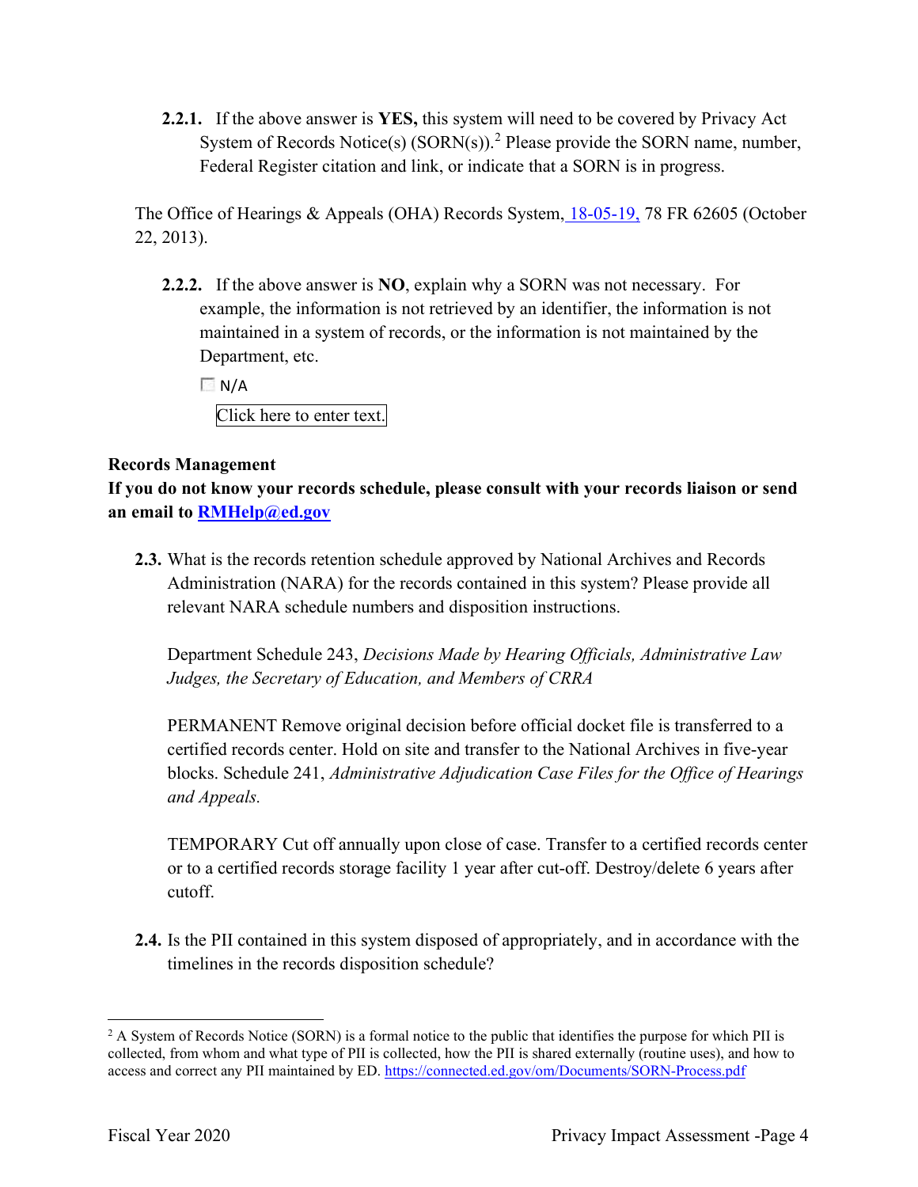**2.2.1.** If the above answer is **YES,** this system will need to be covered by Privacy Act System of Records Notice(s) (SORN(s)).[2] Please provide the SORN name, number, Federal Register citation and link, or indicate that a SORN is in progress.

The Office of Hearings & Appeals (OHA) Records System, 18-05-19, 78 FR 62605 (October 22, 2013).

**2.2.2.** If the above answer is **NO**, explain why a SORN was not necessary. For example, the information is not retrieved by an identifier, the information is not maintained in a system of records, or the information is not maintained by the Department, etc.

☐ N/A

Click here to enter text.

**Records Management**

**If you do not know your records schedule, please consult with your records liaison or send an email to RMHelp@ed.gov**

**2.3.** What is the records retention schedule approved by National Archives and Records Administration (NARA) for the records contained in this system? Please provide all relevant NARA schedule numbers and disposition instructions.

Department Schedule 243, *Decisions Made by Hearing Officials, Administrative Law Judges, the Secretary of Education, and Members of CRRA*

PERMANENT Remove original decision before official docket file is transferred to a certified records center. Hold on site and transfer to the National Archives in five-year blocks. Schedule 241, *Administrative Adjudication Case Files for the Office of Hearings and Appeals.*

TEMPORARY Cut off annually upon close of case. Transfer to a certified records center or to a certified records storage facility 1 year after cut-off. Destroy/delete 6 years after cutoff.

**2.4.** Is the PII contained in this system disposed of appropriately, and in accordance with the timelines in the records disposition schedule?

---

[2] A System of Records Notice (SORN) is a formal notice to the public that identifies the purpose for which PII is collected, from whom and what type of PII is collected, how the PII is shared externally (routine uses), and how to access and correct any PII maintained by ED. https://connected.ed.gov/om/Documents/SORN-Process.pdf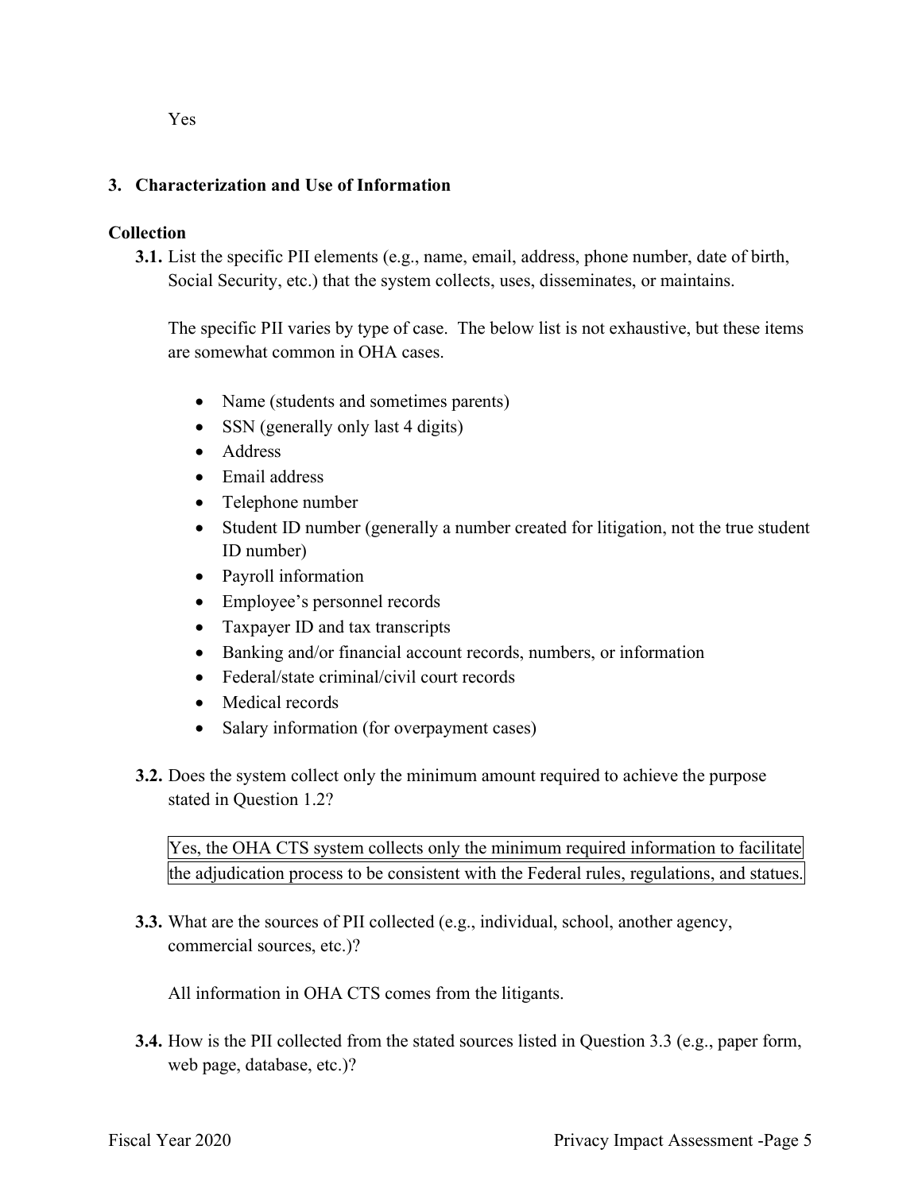Yes

## 3. Characterization and Use of Information

### Collection

**3.1.** List the specific PII elements (e.g., name, email, address, phone number, date of birth, Social Security, etc.) that the system collects, uses, disseminates, or maintains.

The specific PII varies by type of case. The below list is not exhaustive, but these items are somewhat common in OHA cases.

- Name (students and sometimes parents)
- SSN (generally only last 4 digits)
- Address
- Email address
- Telephone number
- Student ID number (generally a number created for litigation, not the true student ID number)
- Payroll information
- Employee's personnel records
- Taxpayer ID and tax transcripts
- Banking and/or financial account records, numbers, or information
- Federal/state criminal/civil court records
- Medical records
- Salary information (for overpayment cases)

**3.2.** Does the system collect only the minimum amount required to achieve the purpose stated in Question 1.2?

Yes, the OHA CTS system collects only the minimum required information to facilitate the adjudication process to be consistent with the Federal rules, regulations, and statues.

**3.3.** What are the sources of PII collected (e.g., individual, school, another agency, commercial sources, etc.)?

All information in OHA CTS comes from the litigants.

**3.4.** How is the PII collected from the stated sources listed in Question 3.3 (e.g., paper form, web page, database, etc.)?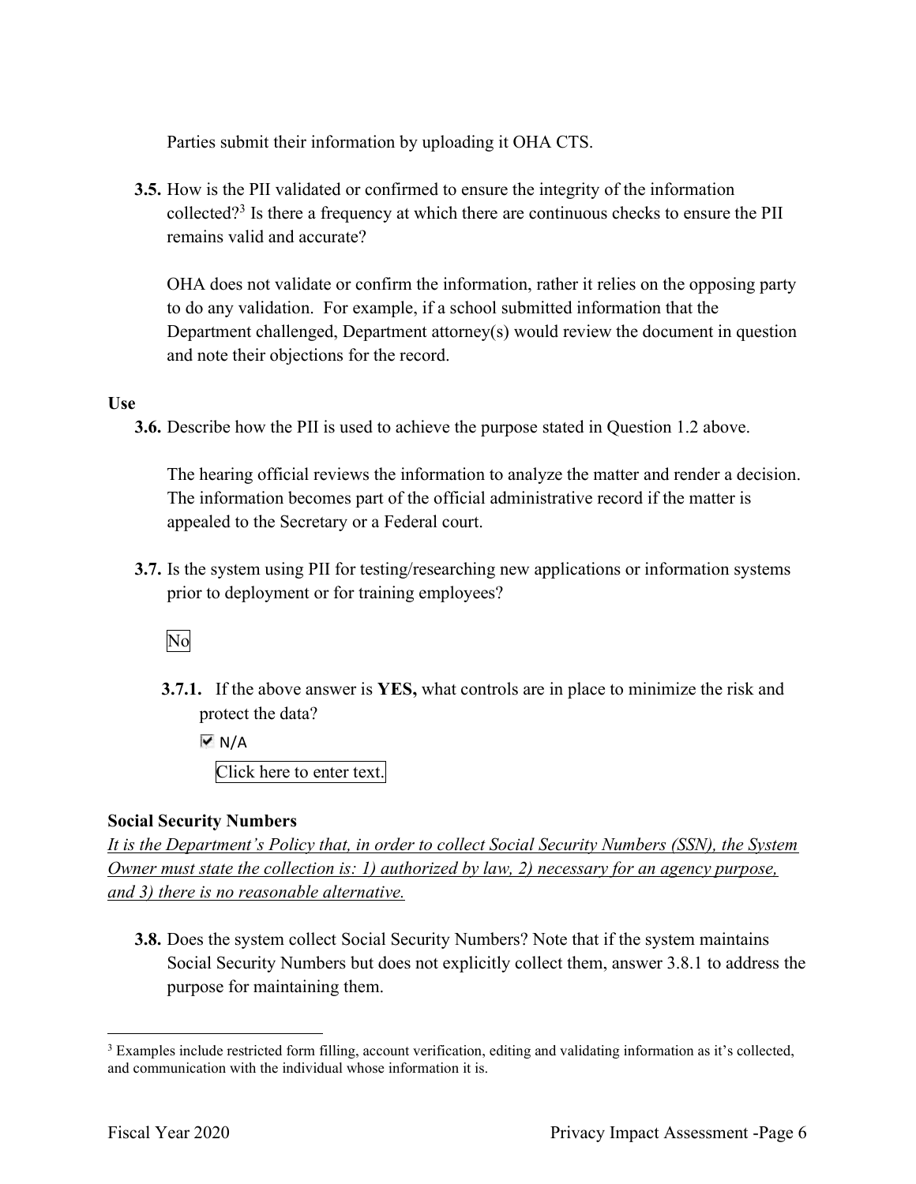Parties submit their information by uploading it OHA CTS.

**3.5.** How is the PII validated or confirmed to ensure the integrity of the information collected?[3] Is there a frequency at which there are continuous checks to ensure the PII remains valid and accurate?

OHA does not validate or confirm the information, rather it relies on the opposing party to do any validation. For example, if a school submitted information that the Department challenged, Department attorney(s) would review the document in question and note their objections for the record.

**Use**

**3.6.** Describe how the PII is used to achieve the purpose stated in Question 1.2 above.

The hearing official reviews the information to analyze the matter and render a decision. The information becomes part of the official administrative record if the matter is appealed to the Secretary or a Federal court.

**3.7.** Is the system using PII for testing/researching new applications or information systems prior to deployment or for training employees?

No

**3.7.1.** If the above answer is **YES,** what controls are in place to minimize the risk and protect the data?

☑ N/A

Click here to enter text.

**Social Security Numbers**

*It is the Department's Policy that, in order to collect Social Security Numbers (SSN), the System Owner must state the collection is: 1) authorized by law, 2) necessary for an agency purpose, and 3) there is no reasonable alternative.*

**3.8.** Does the system collect Social Security Numbers? Note that if the system maintains Social Security Numbers but does not explicitly collect them, answer 3.8.1 to address the purpose for maintaining them.

---

[3] Examples include restricted form filling, account verification, editing and validating information as it's collected, and communication with the individual whose information it is.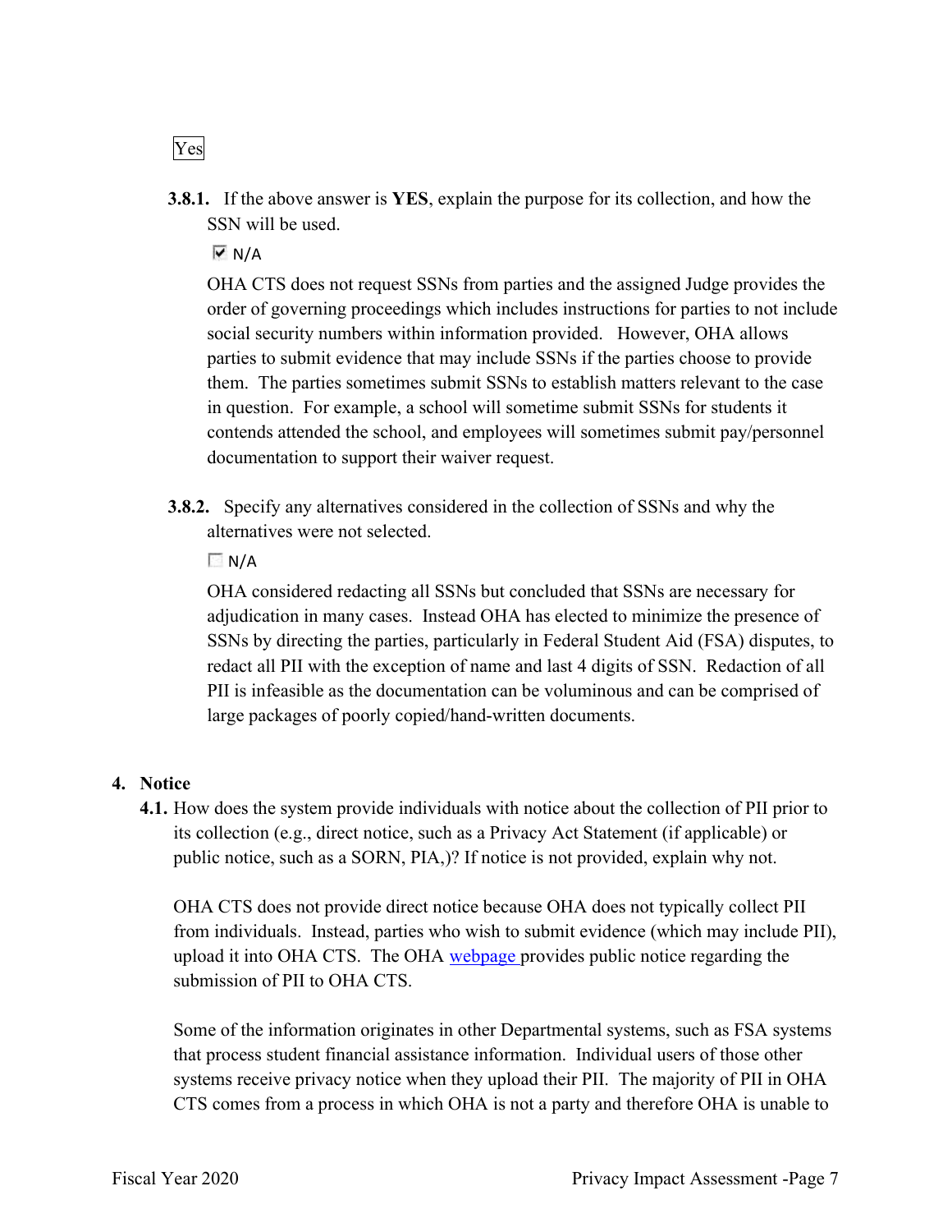Yes

**3.8.1.** If the above answer is **YES**, explain the purpose for its collection, and how the SSN will be used.

☑ N/A

OHA CTS does not request SSNs from parties and the assigned Judge provides the order of governing proceedings which includes instructions for parties to not include social security numbers within information provided. However, OHA allows parties to submit evidence that may include SSNs if the parties choose to provide them. The parties sometimes submit SSNs to establish matters relevant to the case in question. For example, a school will sometime submit SSNs for students it contends attended the school, and employees will sometimes submit pay/personnel documentation to support their waiver request.

**3.8.2.** Specify any alternatives considered in the collection of SSNs and why the alternatives were not selected.

☐ N/A

OHA considered redacting all SSNs but concluded that SSNs are necessary for adjudication in many cases. Instead OHA has elected to minimize the presence of SSNs by directing the parties, particularly in Federal Student Aid (FSA) disputes, to redact all PII with the exception of name and last 4 digits of SSN. Redaction of all PII is infeasible as the documentation can be voluminous and can be comprised of large packages of poorly copied/hand-written documents.

## 4. Notice

**4.1.** How does the system provide individuals with notice about the collection of PII prior to its collection (e.g., direct notice, such as a Privacy Act Statement (if applicable) or public notice, such as a SORN, PIA,)? If notice is not provided, explain why not.

OHA CTS does not provide direct notice because OHA does not typically collect PII from individuals. Instead, parties who wish to submit evidence (which may include PII), upload it into OHA CTS. The OHA webpage provides public notice regarding the submission of PII to OHA CTS.

Some of the information originates in other Departmental systems, such as FSA systems that process student financial assistance information. Individual users of those other systems receive privacy notice when they upload their PII. The majority of PII in OHA CTS comes from a process in which OHA is not a party and therefore OHA is unable to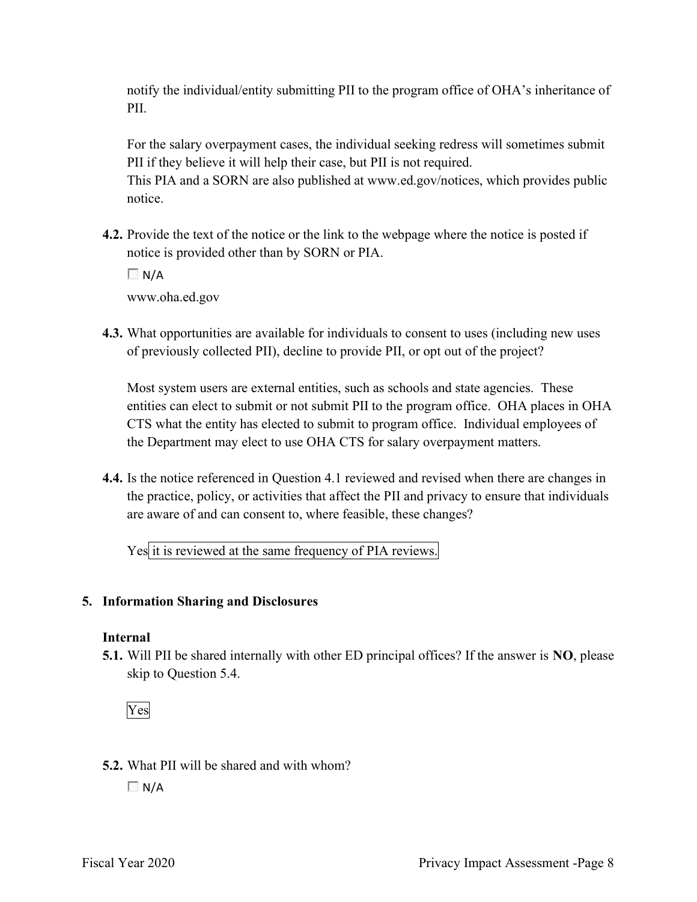notify the individual/entity submitting PII to the program office of OHA's inheritance of PII.

For the salary overpayment cases, the individual seeking redress will sometimes submit PII if they believe it will help their case, but PII is not required.
This PIA and a SORN are also published at www.ed.gov/notices, which provides public notice.

**4.2.** Provide the text of the notice or the link to the webpage where the notice is posted if notice is provided other than by SORN or PIA.

☐ N/A

www.oha.ed.gov

**4.3.** What opportunities are available for individuals to consent to uses (including new uses of previously collected PII), decline to provide PII, or opt out of the project?

Most system users are external entities, such as schools and state agencies. These entities can elect to submit or not submit PII to the program office. OHA places in OHA CTS what the entity has elected to submit to program office. Individual employees of the Department may elect to use OHA CTS for salary overpayment matters.

**4.4.** Is the notice referenced in Question 4.1 reviewed and revised when there are changes in the practice, policy, or activities that affect the PII and privacy to ensure that individuals are aware of and can consent to, where feasible, these changes?

Yes it is reviewed at the same frequency of PIA reviews.

## 5. Information Sharing and Disclosures

### Internal

**5.1.** Will PII be shared internally with other ED principal offices? If the answer is **NO**, please skip to Question 5.4.

Yes

**5.2.** What PII will be shared and with whom?

☐ N/A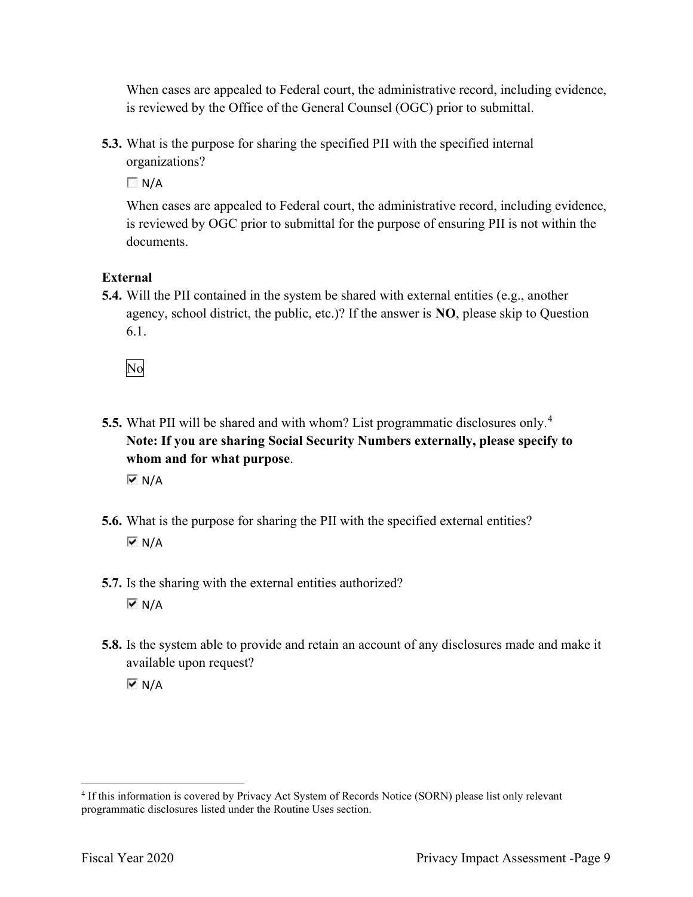When cases are appealed to Federal court, the administrative record, including evidence, is reviewed by the Office of the General Counsel (OGC) prior to submittal.

**5.3.** What is the purpose for sharing the specified PII with the specified internal organizations?

☐ N/A

When cases are appealed to Federal court, the administrative record, including evidence, is reviewed by OGC prior to submittal for the purpose of ensuring PII is not within the documents.

**External**

**5.4.** Will the PII contained in the system be shared with external entities (e.g., another agency, school district, the public, etc.)? If the answer is **NO**, please skip to Question 6.1.

No

**5.5.** What PII will be shared and with whom? List programmatic disclosures only.[4] **Note: If you are sharing Social Security Numbers externally, please specify to whom and for what purpose**.

☑ N/A

**5.6.** What is the purpose for sharing the PII with the specified external entities?

☑ N/A

**5.7.** Is the sharing with the external entities authorized?

☑ N/A

**5.8.** Is the system able to provide and retain an account of any disclosures made and make it available upon request?

☑ N/A

---

[4] If this information is covered by Privacy Act System of Records Notice (SORN) please list only relevant programmatic disclosures listed under the Routine Uses section.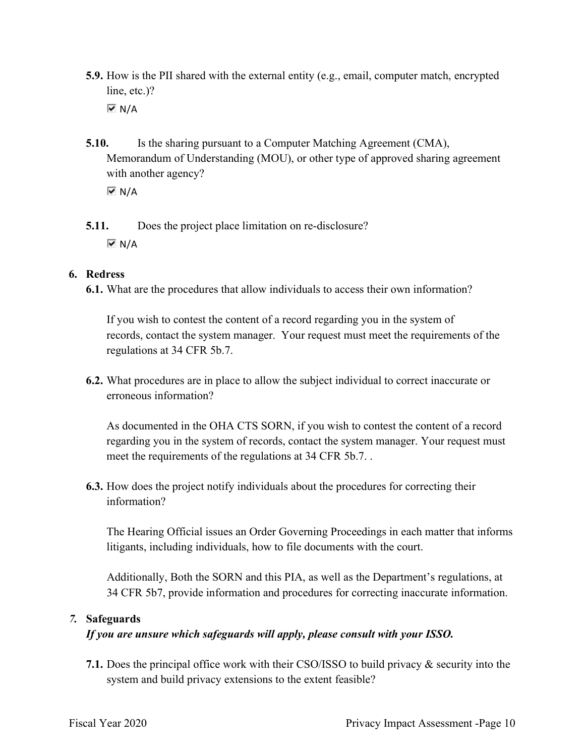**5.9.** How is the PII shared with the external entity (e.g., email, computer match, encrypted line, etc.)?

☑ N/A

**5.10.** Is the sharing pursuant to a Computer Matching Agreement (CMA), Memorandum of Understanding (MOU), or other type of approved sharing agreement with another agency?

☑ N/A

**5.11.** Does the project place limitation on re-disclosure?

☑ N/A

## 6. Redress

**6.1.** What are the procedures that allow individuals to access their own information?

If you wish to contest the content of a record regarding you in the system of records, contact the system manager. Your request must meet the requirements of the regulations at 34 CFR 5b.7.

**6.2.** What procedures are in place to allow the subject individual to correct inaccurate or erroneous information?

As documented in the OHA CTS SORN, if you wish to contest the content of a record regarding you in the system of records, contact the system manager. Your request must meet the requirements of the regulations at 34 CFR 5b.7. .

**6.3.** How does the project notify individuals about the procedures for correcting their information?

The Hearing Official issues an Order Governing Proceedings in each matter that informs litigants, including individuals, how to file documents with the court.

Additionally, Both the SORN and this PIA, as well as the Department's regulations, at 34 CFR 5b7, provide information and procedures for correcting inaccurate information.

## *7.* Safeguards

***If you are unsure which safeguards will apply, please consult with your ISSO.***

**7.1.** Does the principal office work with their CSO/ISSO to build privacy & security into the system and build privacy extensions to the extent feasible?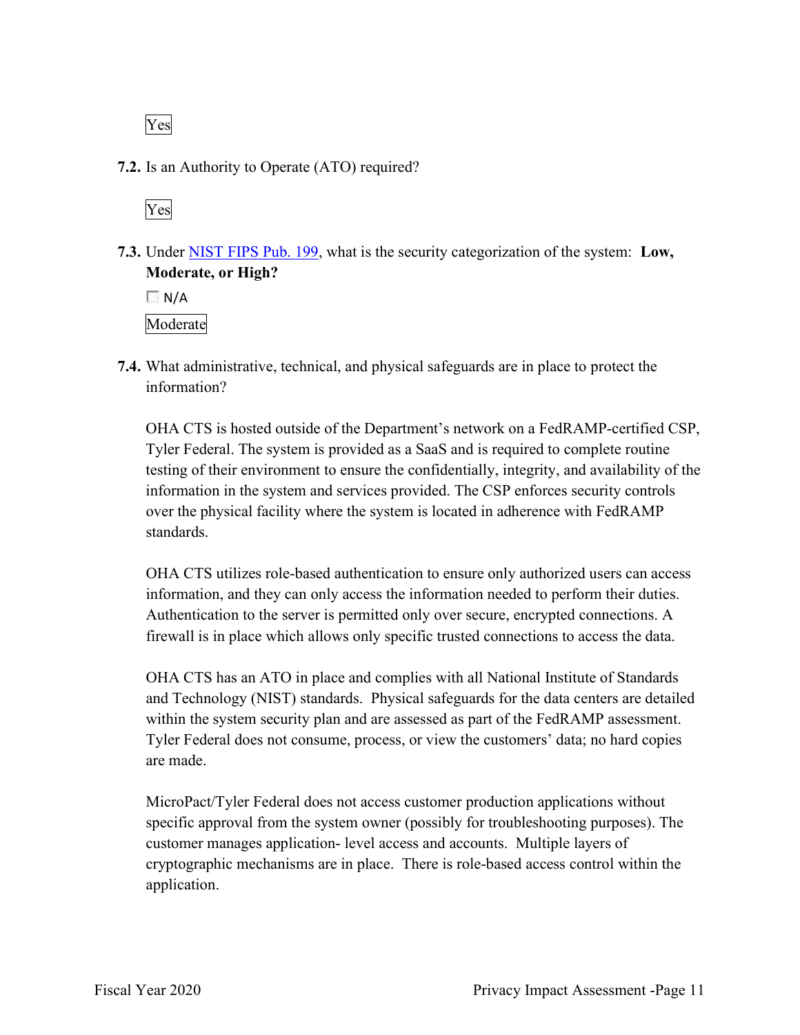Yes

**7.2.** Is an Authority to Operate (ATO) required?

Yes

**7.3.** Under [NIST FIPS Pub. 199](), what is the security categorization of the system: **Low, Moderate, or High?**

☐ N/A

Moderate

**7.4.** What administrative, technical, and physical safeguards are in place to protect the information?

OHA CTS is hosted outside of the Department's network on a FedRAMP-certified CSP, Tyler Federal. The system is provided as a SaaS and is required to complete routine testing of their environment to ensure the confidentially, integrity, and availability of the information in the system and services provided. The CSP enforces security controls over the physical facility where the system is located in adherence with FedRAMP standards.

OHA CTS utilizes role-based authentication to ensure only authorized users can access information, and they can only access the information needed to perform their duties. Authentication to the server is permitted only over secure, encrypted connections. A firewall is in place which allows only specific trusted connections to access the data.

OHA CTS has an ATO in place and complies with all National Institute of Standards and Technology (NIST) standards. Physical safeguards for the data centers are detailed within the system security plan and are assessed as part of the FedRAMP assessment. Tyler Federal does not consume, process, or view the customers' data; no hard copies are made.

MicroPact/Tyler Federal does not access customer production applications without specific approval from the system owner (possibly for troubleshooting purposes). The customer manages application- level access and accounts. Multiple layers of cryptographic mechanisms are in place. There is role-based access control within the application.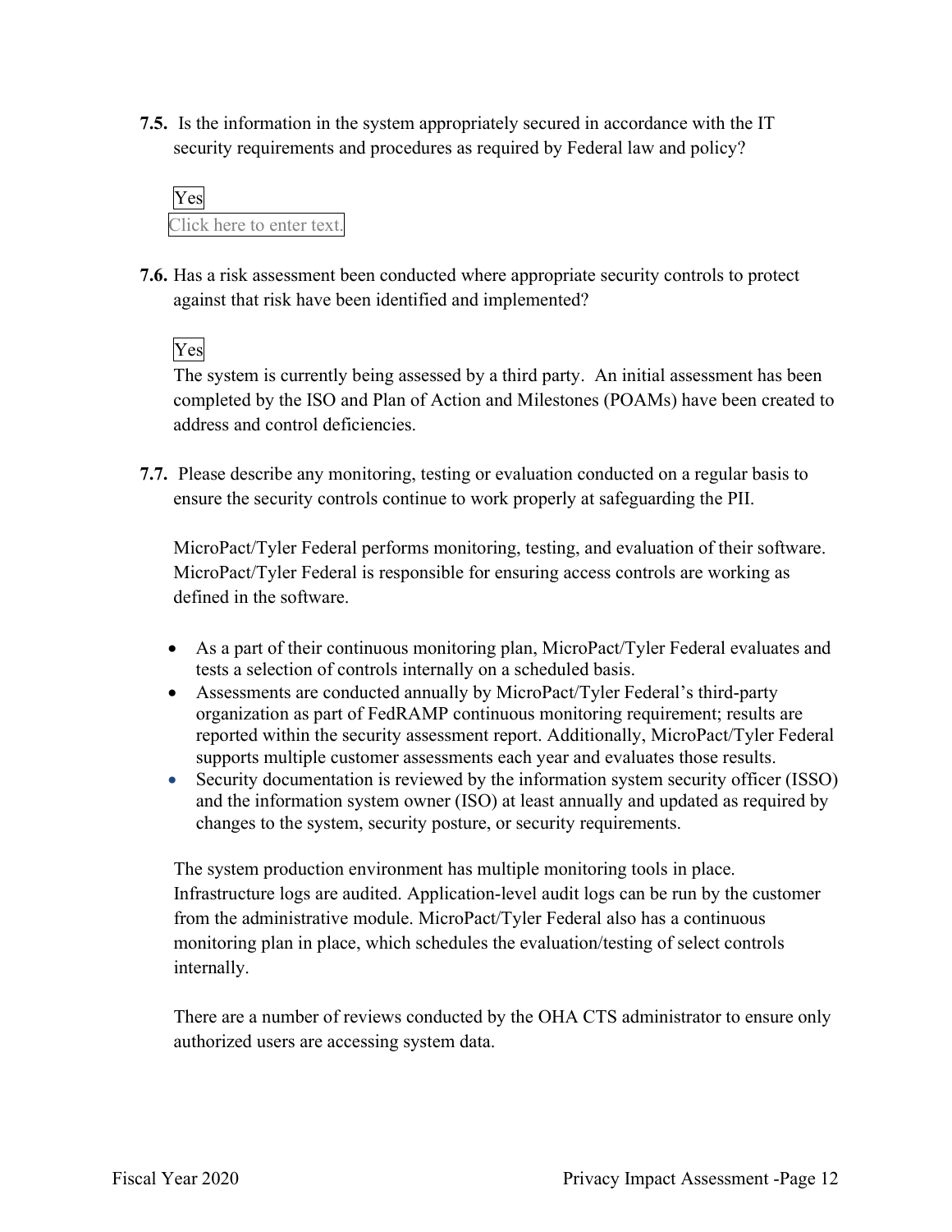**7.5.** Is the information in the system appropriately secured in accordance with the IT security requirements and procedures as required by Federal law and policy?

Yes

Click here to enter text.

**7.6.** Has a risk assessment been conducted where appropriate security controls to protect against that risk have been identified and implemented?

Yes

The system is currently being assessed by a third party. An initial assessment has been completed by the ISO and Plan of Action and Milestones (POAMs) have been created to address and control deficiencies.

**7.7.** Please describe any monitoring, testing or evaluation conducted on a regular basis to ensure the security controls continue to work properly at safeguarding the PII.

MicroPact/Tyler Federal performs monitoring, testing, and evaluation of their software. MicroPact/Tyler Federal is responsible for ensuring access controls are working as defined in the software.

- As a part of their continuous monitoring plan, MicroPact/Tyler Federal evaluates and tests a selection of controls internally on a scheduled basis.
- Assessments are conducted annually by MicroPact/Tyler Federal's third-party organization as part of FedRAMP continuous monitoring requirement; results are reported within the security assessment report. Additionally, MicroPact/Tyler Federal supports multiple customer assessments each year and evaluates those results.
- Security documentation is reviewed by the information system security officer (ISSO) and the information system owner (ISO) at least annually and updated as required by changes to the system, security posture, or security requirements.

The system production environment has multiple monitoring tools in place. Infrastructure logs are audited. Application-level audit logs can be run by the customer from the administrative module. MicroPact/Tyler Federal also has a continuous monitoring plan in place, which schedules the evaluation/testing of select controls internally.

There are a number of reviews conducted by the OHA CTS administrator to ensure only authorized users are accessing system data.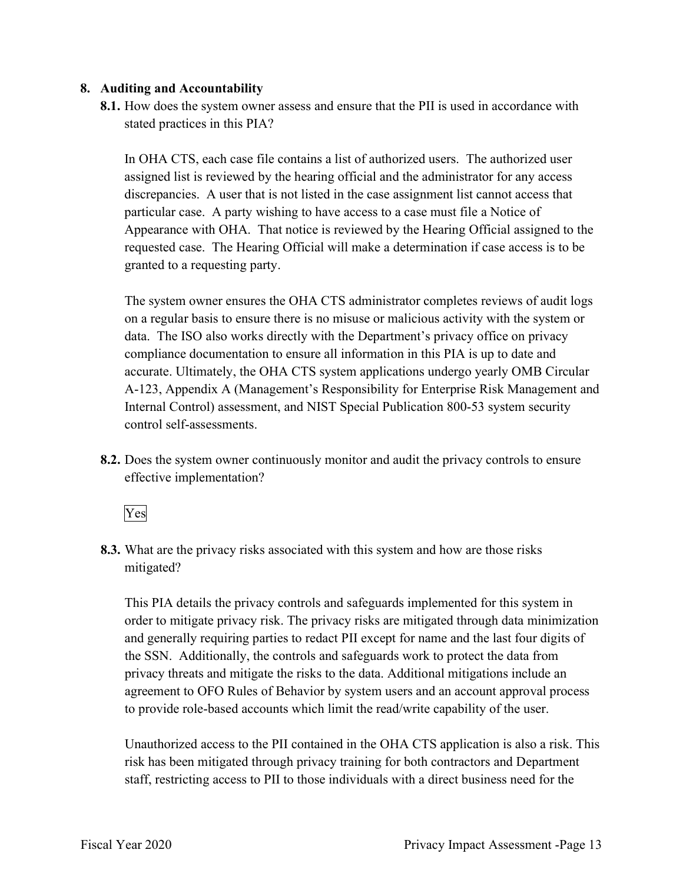## 8. Auditing and Accountability

**8.1.** How does the system owner assess and ensure that the PII is used in accordance with stated practices in this PIA?

In OHA CTS, each case file contains a list of authorized users. The authorized user assigned list is reviewed by the hearing official and the administrator for any access discrepancies. A user that is not listed in the case assignment list cannot access that particular case. A party wishing to have access to a case must file a Notice of Appearance with OHA. That notice is reviewed by the Hearing Official assigned to the requested case. The Hearing Official will make a determination if case access is to be granted to a requesting party.

The system owner ensures the OHA CTS administrator completes reviews of audit logs on a regular basis to ensure there is no misuse or malicious activity with the system or data. The ISO also works directly with the Department's privacy office on privacy compliance documentation to ensure all information in this PIA is up to date and accurate. Ultimately, the OHA CTS system applications undergo yearly OMB Circular A-123, Appendix A (Management's Responsibility for Enterprise Risk Management and Internal Control) assessment, and NIST Special Publication 800-53 system security control self-assessments.

**8.2.** Does the system owner continuously monitor and audit the privacy controls to ensure effective implementation?

Yes

**8.3.** What are the privacy risks associated with this system and how are those risks mitigated?

This PIA details the privacy controls and safeguards implemented for this system in order to mitigate privacy risk. The privacy risks are mitigated through data minimization and generally requiring parties to redact PII except for name and the last four digits of the SSN. Additionally, the controls and safeguards work to protect the data from privacy threats and mitigate the risks to the data. Additional mitigations include an agreement to OFO Rules of Behavior by system users and an account approval process to provide role-based accounts which limit the read/write capability of the user.

Unauthorized access to the PII contained in the OHA CTS application is also a risk. This risk has been mitigated through privacy training for both contractors and Department staff, restricting access to PII to those individuals with a direct business need for the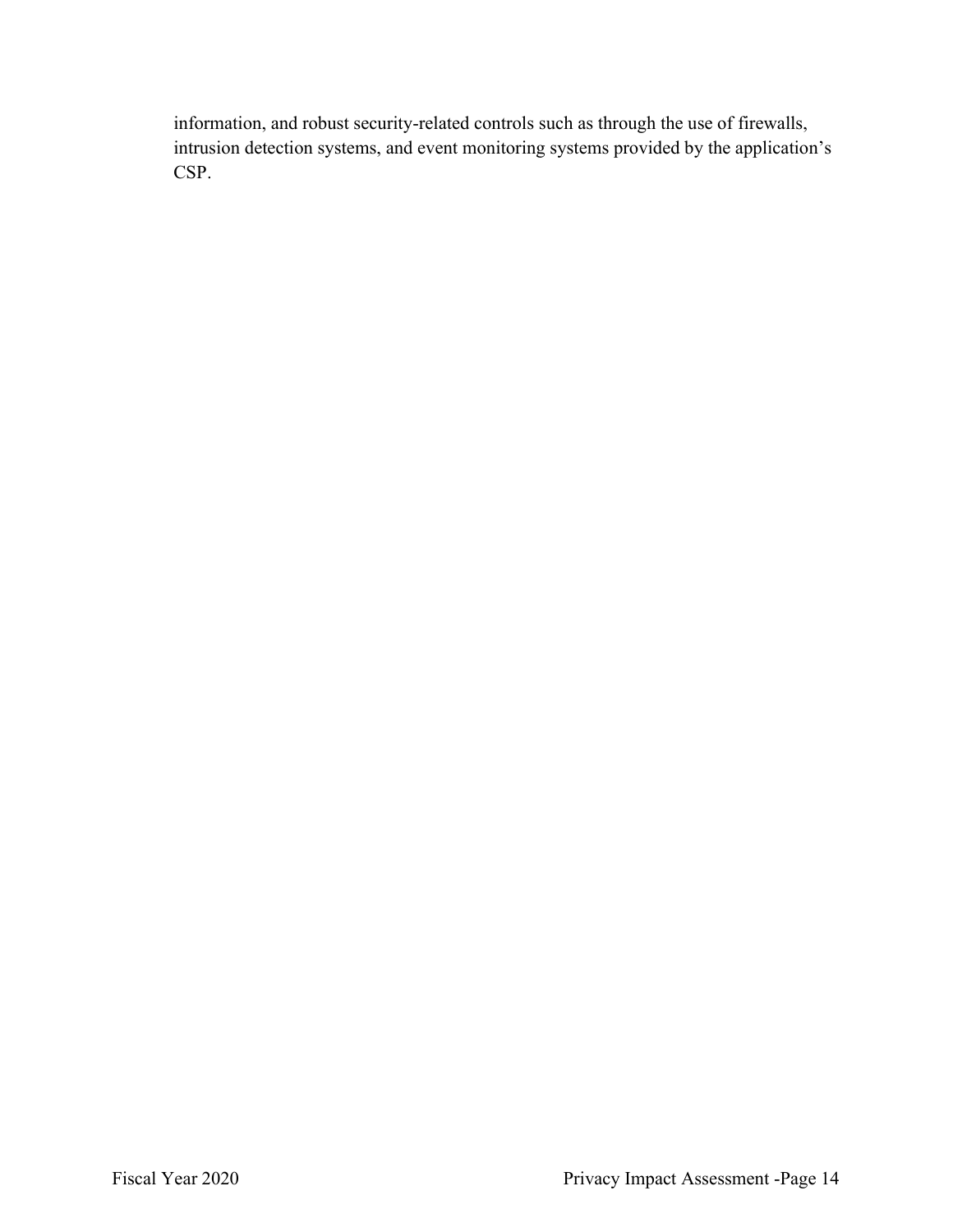information, and robust security-related controls such as through the use of firewalls, intrusion detection systems, and event monitoring systems provided by the application's CSP.